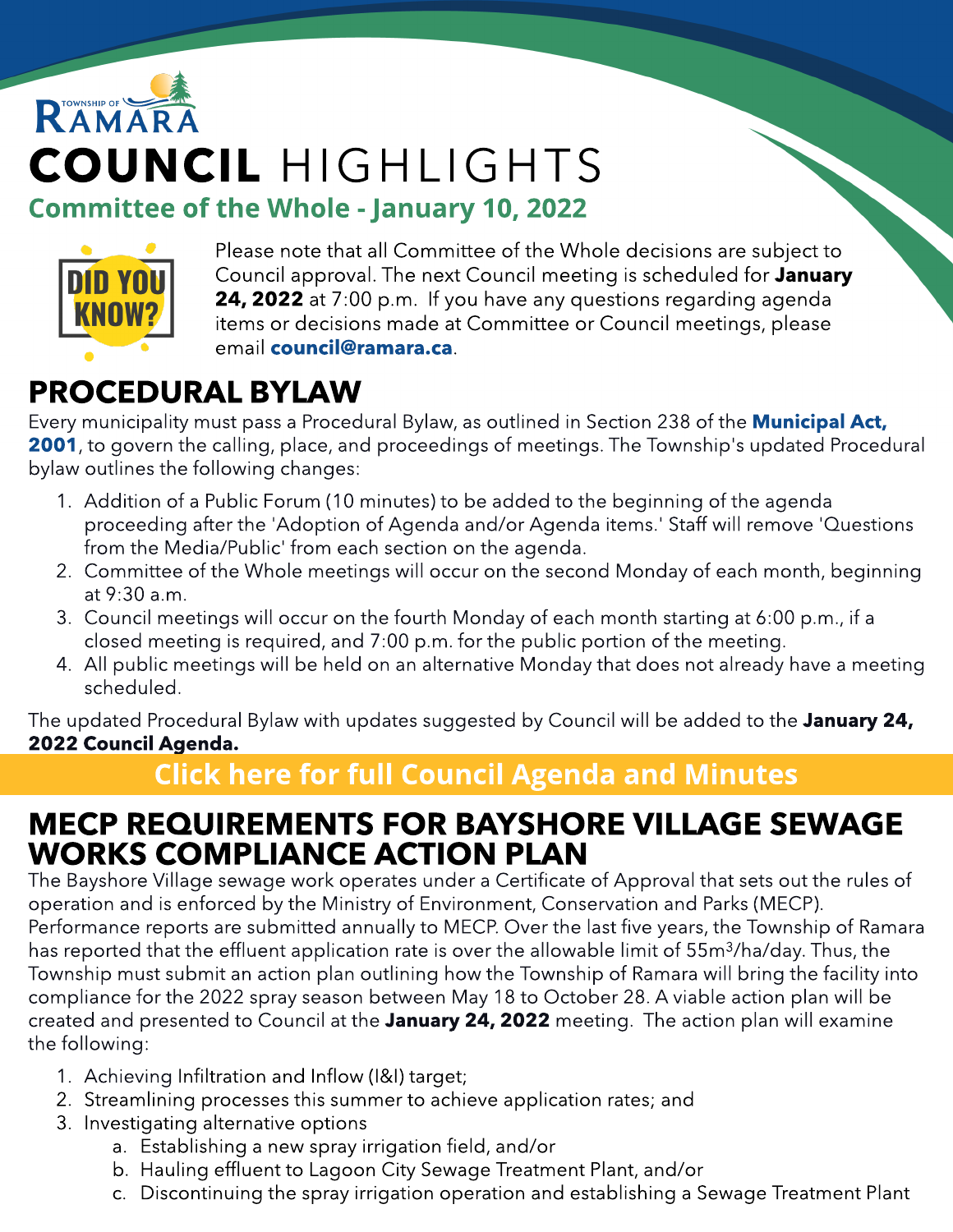TOWNSHIP OF RAMARA

# COUNCIL HIGHLIGHTS

## Committee of the Whole - January 10, 2022

DID YOU KNOW?

Please note that all Committee of the Whole decisions are subject to Council approval. The next Council meeting is scheduled for **January 24, 2022** at 7:00 p.m. If you have any questions regarding agenda items or decisions made at Committee or Council meetings, please email **council@ramara.ca**.

## PROCEDURAL BYLAW

Every municipality must pass a Procedural Bylaw, as outlined in Section 238 of the **Municipal Act, 2001**, to govern the calling, place, and proceedings of meetings. The Township's updated Procedural bylaw outlines the following changes:

1. Addition of a Public Forum (10 minutes) to be added to the beginning of the agenda proceeding after the 'Adoption of Agenda and/or Agenda items.' Staff will remove 'Questions from the Media/Public' from each section on the agenda.
2. Committee of the Whole meetings will occur on the second Monday of each month, beginning at 9:30 a.m.
3. Council meetings will occur on the fourth Monday of each month starting at 6:00 p.m., if a closed meeting is required, and 7:00 p.m. for the public portion of the meeting.
4. All public meetings will be held on an alternative Monday that does not already have a meeting scheduled.

The updated Procedural Bylaw with updates suggested by Council will be added to the **January 24, 2022 Council Agenda.**

**Click here for full Council Agenda and Minutes**

## MECP REQUIREMENTS FOR BAYSHORE VILLAGE SEWAGE WORKS COMPLIANCE ACTION PLAN

The Bayshore Village sewage work operates under a Certificate of Approval that sets out the rules of operation and is enforced by the Ministry of Environment, Conservation and Parks (MECP). Performance reports are submitted annually to MECP. Over the last five years, the Township of Ramara has reported that the effluent application rate is over the allowable limit of 55m$^3$/ha/day. Thus, the Township must submit an action plan outlining how the Township of Ramara will bring the facility into compliance for the 2022 spray season between May 18 to October 28. A viable action plan will be created and presented to Council at the **January 24, 2022** meeting. The action plan will examine the following:

1. Achieving Infiltration and Inflow (I&I) target;
2. Streamlining processes this summer to achieve application rates; and
3. Investigating alternative options
   a. Establishing a new spray irrigation field, and/or
   b. Hauling effluent to Lagoon City Sewage Treatment Plant, and/or
   c. Discontinuing the spray irrigation operation and establishing a Sewage Treatment Plant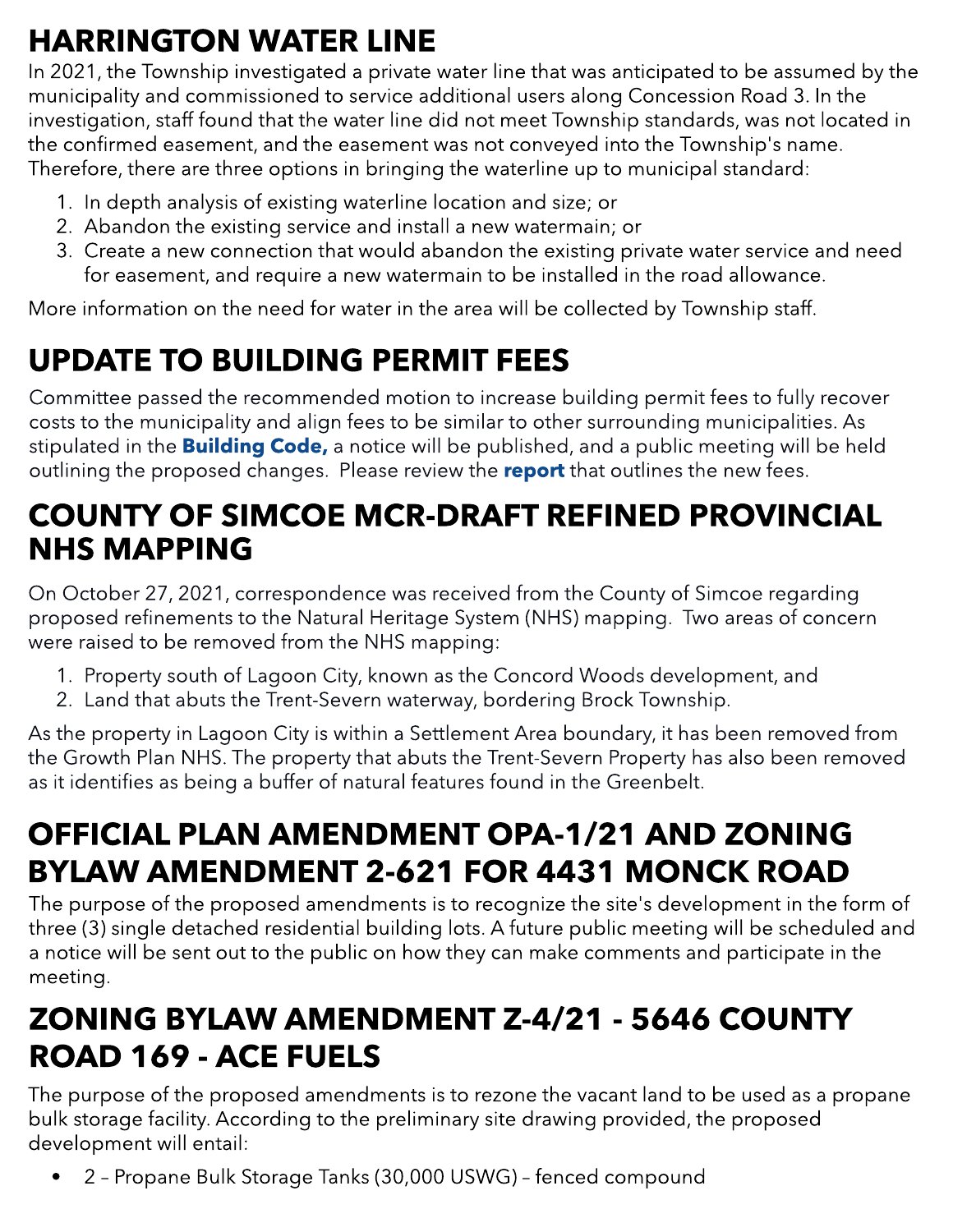## HARRINGTON WATER LINE

In 2021, the Township investigated a private water line that was anticipated to be assumed by the municipality and commissioned to service additional users along Concession Road 3. In the investigation, staff found that the water line did not meet Township standards, was not located in the confirmed easement, and the easement was not conveyed into the Township's name. Therefore, there are three options in bringing the waterline up to municipal standard:

1. In depth analysis of existing waterline location and size; or
2. Abandon the existing service and install a new watermain; or
3. Create a new connection that would abandon the existing private water service and need for easement, and require a new watermain to be installed in the road allowance.

More information on the need for water in the area will be collected by Township staff.

## UPDATE TO BUILDING PERMIT FEES

Committee passed the recommended motion to increase building permit fees to fully recover costs to the municipality and align fees to be similar to other surrounding municipalities. As stipulated in the **Building Code,** a notice will be published, and a public meeting will be held outlining the proposed changes. Please review the **report** that outlines the new fees.

## COUNTY OF SIMCOE MCR-DRAFT REFINED PROVINCIAL NHS MAPPING

On October 27, 2021, correspondence was received from the County of Simcoe regarding proposed refinements to the Natural Heritage System (NHS) mapping. Two areas of concern were raised to be removed from the NHS mapping:

1. Property south of Lagoon City, known as the Concord Woods development, and
2. Land that abuts the Trent-Severn waterway, bordering Brock Township.

As the property in Lagoon City is within a Settlement Area boundary, it has been removed from the Growth Plan NHS. The property that abuts the Trent-Severn Property has also been removed as it identifies as being a buffer of natural features found in the Greenbelt.

## OFFICIAL PLAN AMENDMENT OPA-1/21 AND ZONING BYLAW AMENDMENT 2-621 FOR 4431 MONCK ROAD

The purpose of the proposed amendments is to recognize the site's development in the form of three (3) single detached residential building lots. A future public meeting will be scheduled and a notice will be sent out to the public on how they can make comments and participate in the meeting.

## ZONING BYLAW AMENDMENT Z-4/21 - 5646 COUNTY ROAD 169 - ACE FUELS

The purpose of the proposed amendments is to rezone the vacant land to be used as a propane bulk storage facility. According to the preliminary site drawing provided, the proposed development will entail:

- 2 – Propane Bulk Storage Tanks (30,000 USWG) – fenced compound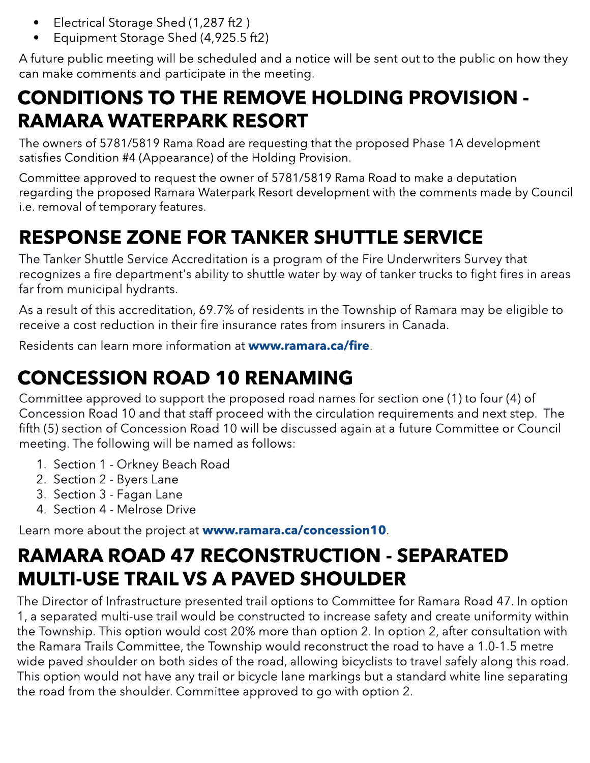- Electrical Storage Shed (1,287 ft2 )
- Equipment Storage Shed (4,925.5 ft2)

A future public meeting will be scheduled and a notice will be sent out to the public on how they can make comments and participate in the meeting.

## CONDITIONS TO THE REMOVE HOLDING PROVISION - RAMARA WATERPARK RESORT

The owners of 5781/5819 Rama Road are requesting that the proposed Phase 1A development satisfies Condition #4 (Appearance) of the Holding Provision.

Committee approved to request the owner of 5781/5819 Rama Road to make a deputation regarding the proposed Ramara Waterpark Resort development with the comments made by Council i.e. removal of temporary features.

## RESPONSE ZONE FOR TANKER SHUTTLE SERVICE

The Tanker Shuttle Service Accreditation is a program of the Fire Underwriters Survey that recognizes a fire department's ability to shuttle water by way of tanker trucks to fight fires in areas far from municipal hydrants.

As a result of this accreditation, 69.7% of residents in the Township of Ramara may be eligible to receive a cost reduction in their fire insurance rates from insurers in Canada.

Residents can learn more information at **www.ramara.ca/fire**.

## CONCESSION ROAD 10 RENAMING

Committee approved to support the proposed road names for section one (1) to four (4) of Concession Road 10 and that staff proceed with the circulation requirements and next step. The fifth (5) section of Concession Road 10 will be discussed again at a future Committee or Council meeting. The following will be named as follows:

1. Section 1 - Orkney Beach Road
2. Section 2 - Byers Lane
3. Section 3 - Fagan Lane
4. Section 4 - Melrose Drive

Learn more about the project at **www.ramara.ca/concession10**.

## RAMARA ROAD 47 RECONSTRUCTION - SEPARATED MULTI-USE TRAIL VS A PAVED SHOULDER

The Director of Infrastructure presented trail options to Committee for Ramara Road 47. In option 1, a separated multi-use trail would be constructed to increase safety and create uniformity within the Township. This option would cost 20% more than option 2. In option 2, after consultation with the Ramara Trails Committee, the Township would reconstruct the road to have a 1.0-1.5 metre wide paved shoulder on both sides of the road, allowing bicyclists to travel safely along this road. This option would not have any trail or bicycle lane markings but a standard white line separating the road from the shoulder. Committee approved to go with option 2.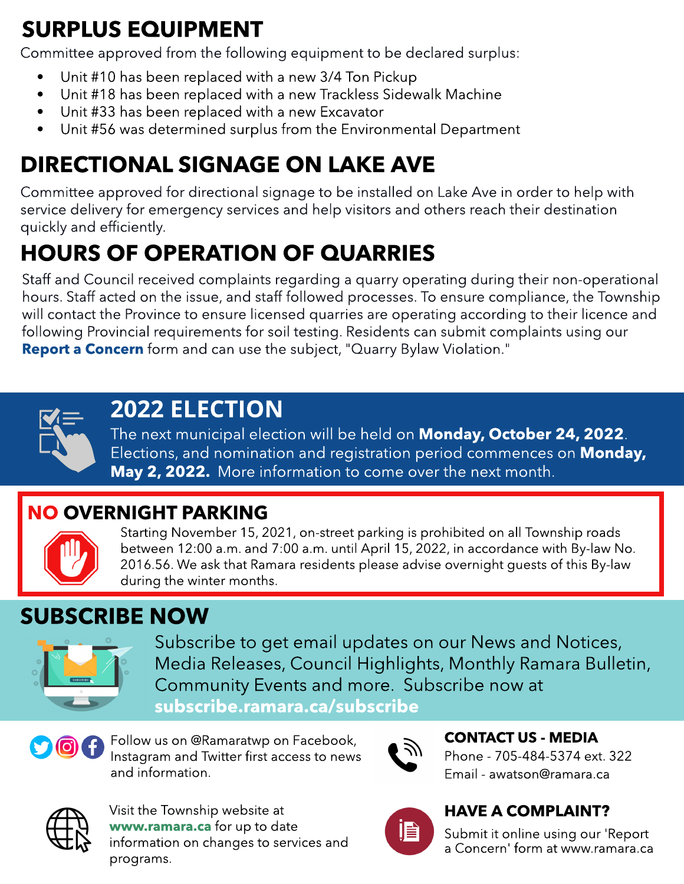## SURPLUS EQUIPMENT

Committee approved from the following equipment to be declared surplus:

- Unit #10 has been replaced with a new 3/4 Ton Pickup
- Unit #18 has been replaced with a new Trackless Sidewalk Machine
- Unit #33 has been replaced with a new Excavator
- Unit #56 was determined surplus from the Environmental Department

## DIRECTIONAL SIGNAGE ON LAKE AVE

Committee approved for directional signage to be installed on Lake Ave in order to help with service delivery for emergency services and help visitors and others reach their destination quickly and efficiently.

## HOURS OF OPERATION OF QUARRIES

Staff and Council received complaints regarding a quarry operating during their non-operational hours. Staff acted on the issue, and staff followed processes. To ensure compliance, the Township will contact the Province to ensure licensed quarries are operating according to their licence and following Provincial requirements for soil testing. Residents can submit complaints using our **Report a Concern** form and can use the subject, "Quarry Bylaw Violation."

## 2022 ELECTION

The next municipal election will be held on **Monday, October 24, 2022**. Elections, and nomination and registration period commences on **Monday, May 2, 2022.** More information to come over the next month.

## NO OVERNIGHT PARKING

Starting November 15, 2021, on-street parking is prohibited on all Township roads between 12:00 a.m. and 7:00 a.m. until April 15, 2022, in accordance with By-law No. 2016.56. We ask that Ramara residents please advise overnight guests of this By-law during the winter months.

## SUBSCRIBE NOW

Subscribe to get email updates on our News and Notices, Media Releases, Council Highlights, Monthly Ramara Bulletin, Community Events and more. Subscribe now at **subscribe.ramara.ca/subscribe**

Follow us on @Ramaratwp on Facebook, Instagram and Twitter first access to news and information.

Visit the Township website at **www.ramara.ca** for up to date information on changes to services and programs.

### CONTACT US - MEDIA

Phone - 705-484-5374 ext. 322

Email - awatson@ramara.ca

### HAVE A COMPLAINT?

Submit it online using our 'Report a Concern' form at www.ramara.ca